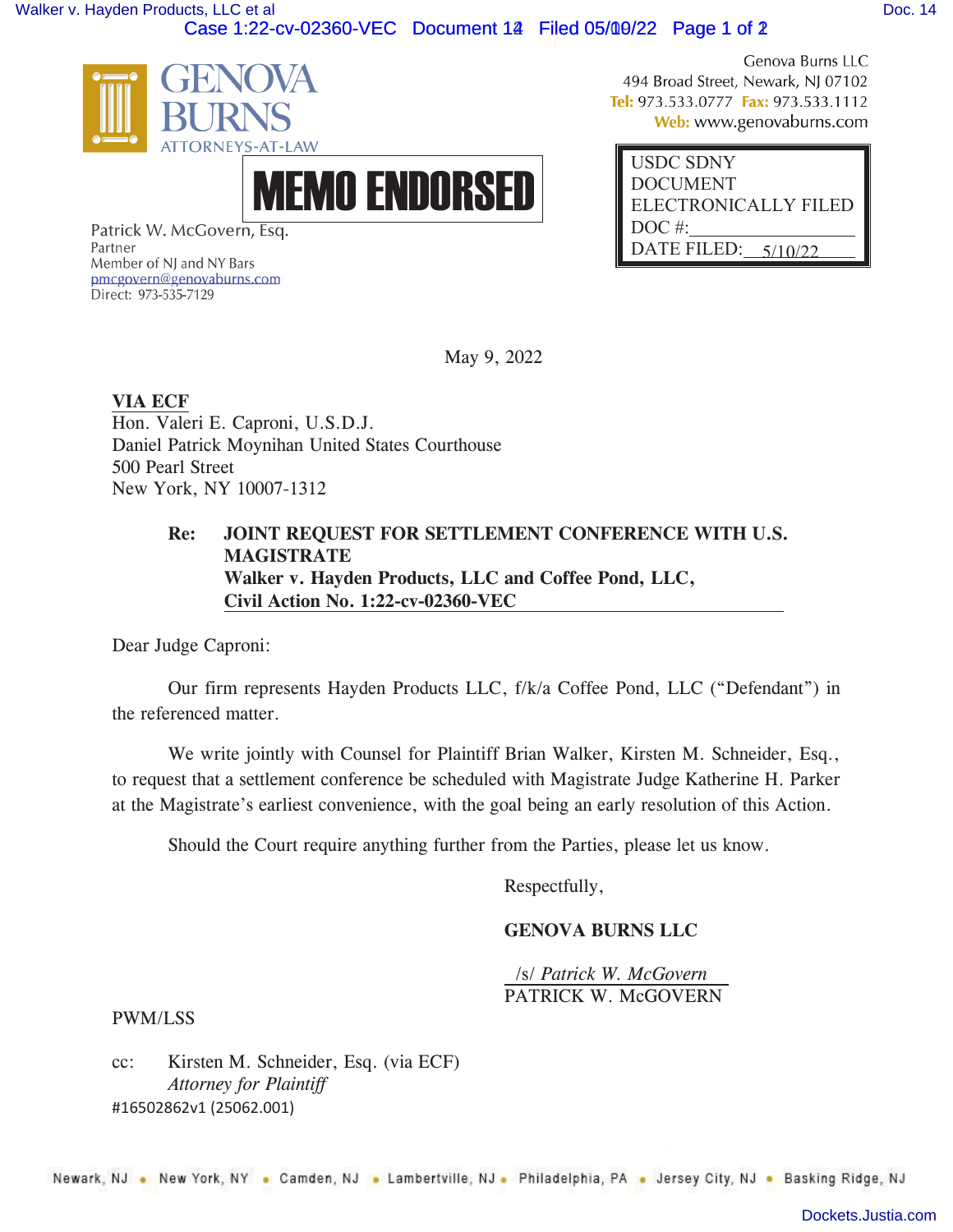GENOVA BURNS

ATTORNEYS-AT-LAW

Genova Burns LLC
494 Broad Street, Newark, NJ 07102
Tel: 973.533.0777 Fax: 973.533.1112
Web: www.genovaburns.com

**MEMO ENDORSED**

USDC SDNY
DOCUMENT
ELECTRONICALLY FILED
DOC #: \_\_\_\_\_\_\_\_\_\_\_\_
DATE FILED: 5/10/22

Patrick W. McGovern, Esq.
Partner
Member of NJ and NY Bars
pmcgovern@genovaburns.com
Direct: 973-535-7129

May 9, 2022

**VIA ECF**
Hon. Valeri E. Caproni, U.S.D.J.
Daniel Patrick Moynihan United States Courthouse
500 Pearl Street
New York, NY 10007-1312

**Re: JOINT REQUEST FOR SETTLEMENT CONFERENCE WITH U.S. MAGISTRATE**
**Walker v. Hayden Products, LLC and Coffee Pond, LLC,**
**Civil Action No. 1:22-cv-02360-VEC**

Dear Judge Caproni:

Our firm represents Hayden Products LLC, f/k/a Coffee Pond, LLC ("Defendant") in the referenced matter.

We write jointly with Counsel for Plaintiff Brian Walker, Kirsten M. Schneider, Esq., to request that a settlement conference be scheduled with Magistrate Judge Katherine H. Parker at the Magistrate's earliest convenience, with the goal being an early resolution of this Action.

Should the Court require anything further from the Parties, please let us know.

Respectfully,

**GENOVA BURNS LLC**

/s/ *Patrick W. McGovern*
PATRICK W. McGOVERN

PWM/LSS

cc: Kirsten M. Schneider, Esq. (via ECF)
*Attorney for Plaintiff*

#16502862v1 (25062.001)

Newark, NJ • New York, NY • Camden, NJ • Lambertville, NJ • Philadelphia, PA • Jersey City, NJ • Basking Ridge, NJ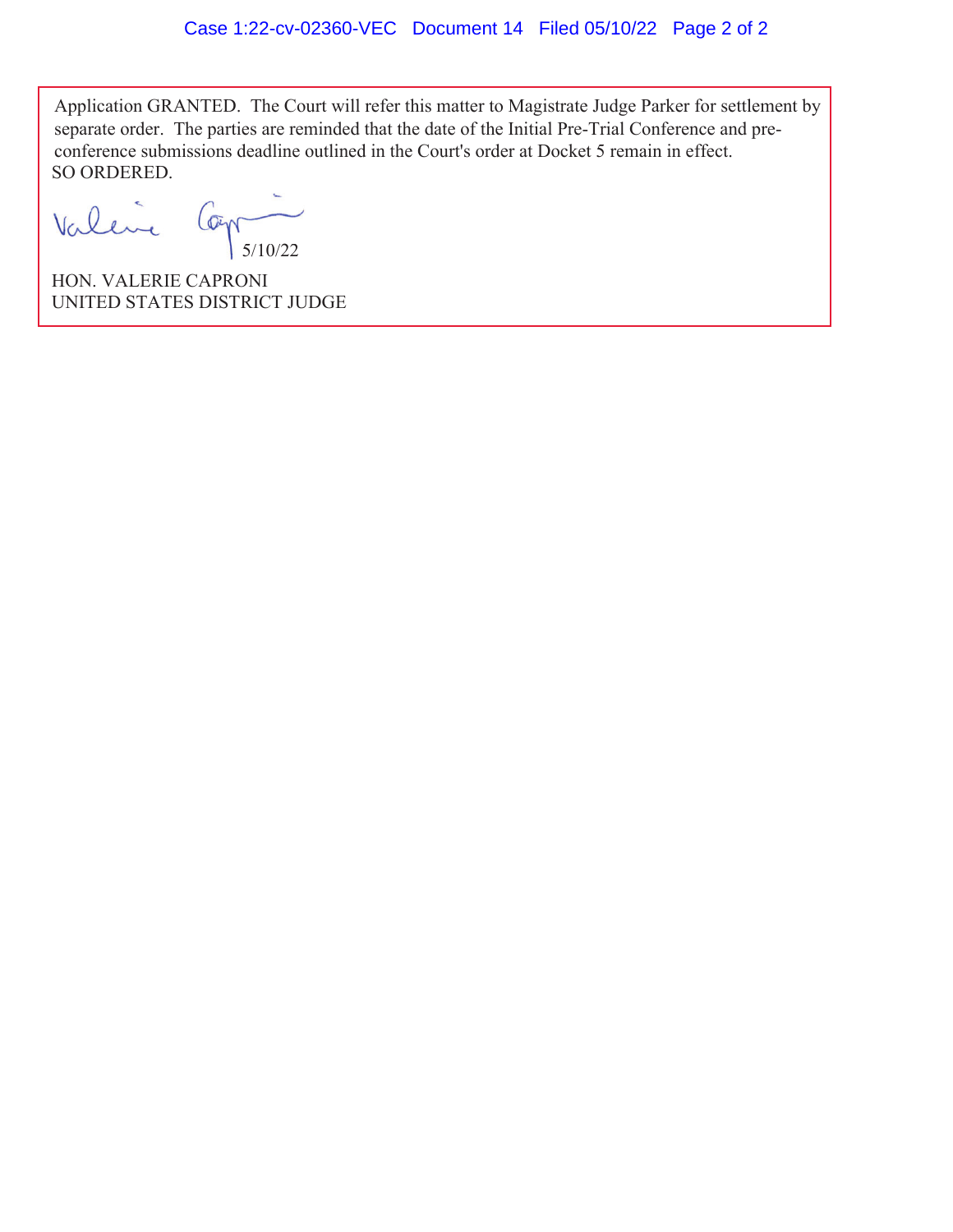Application GRANTED. The Court will refer this matter to Magistrate Judge Parker for settlement by separate order. The parties are reminded that the date of the Initial Pre-Trial Conference and pre-conference submissions deadline outlined in the Court's order at Docket 5 remain in effect.

SO ORDERED.

5/10/22

HON. VALERIE CAPRONI
UNITED STATES DISTRICT JUDGE